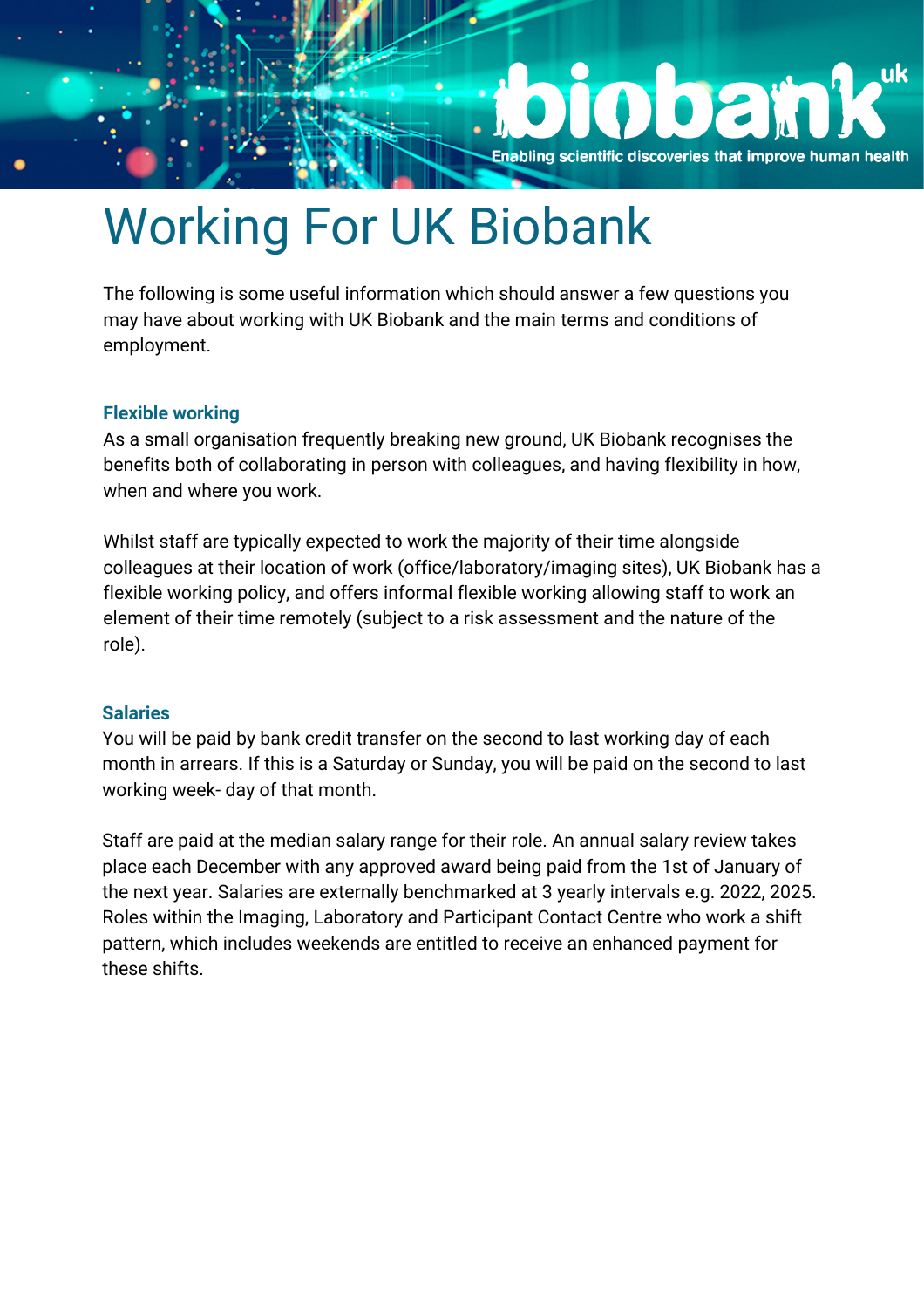# Working For UK Biobank

The following is some useful information which should answer a few questions you may have about working with UK Biobank and the main terms and conditions of employment.

### Flexible working

As a small organisation frequently breaking new ground, UK Biobank recognises the benefits both of collaborating in person with colleagues, and having flexibility in how, when and where you work.

Whilst staff are typically expected to work the majority of their time alongside colleagues at their location of work (office/laboratory/imaging sites), UK Biobank has a flexible working policy, and offers informal flexible working allowing staff to work an element of their time remotely (subject to a risk assessment and the nature of the role).

### Salaries

You will be paid by bank credit transfer on the second to last working day of each month in arrears. If this is a Saturday or Sunday, you will be paid on the second to last working week- day of that month.

Staff are paid at the median salary range for their role. An annual salary review takes place each December with any approved award being paid from the 1st of January of the next year. Salaries are externally benchmarked at 3 yearly intervals e.g. 2022, 2025. Roles within the Imaging, Laboratory and Participant Contact Centre who work a shift pattern, which includes weekends are entitled to receive an enhanced payment for these shifts.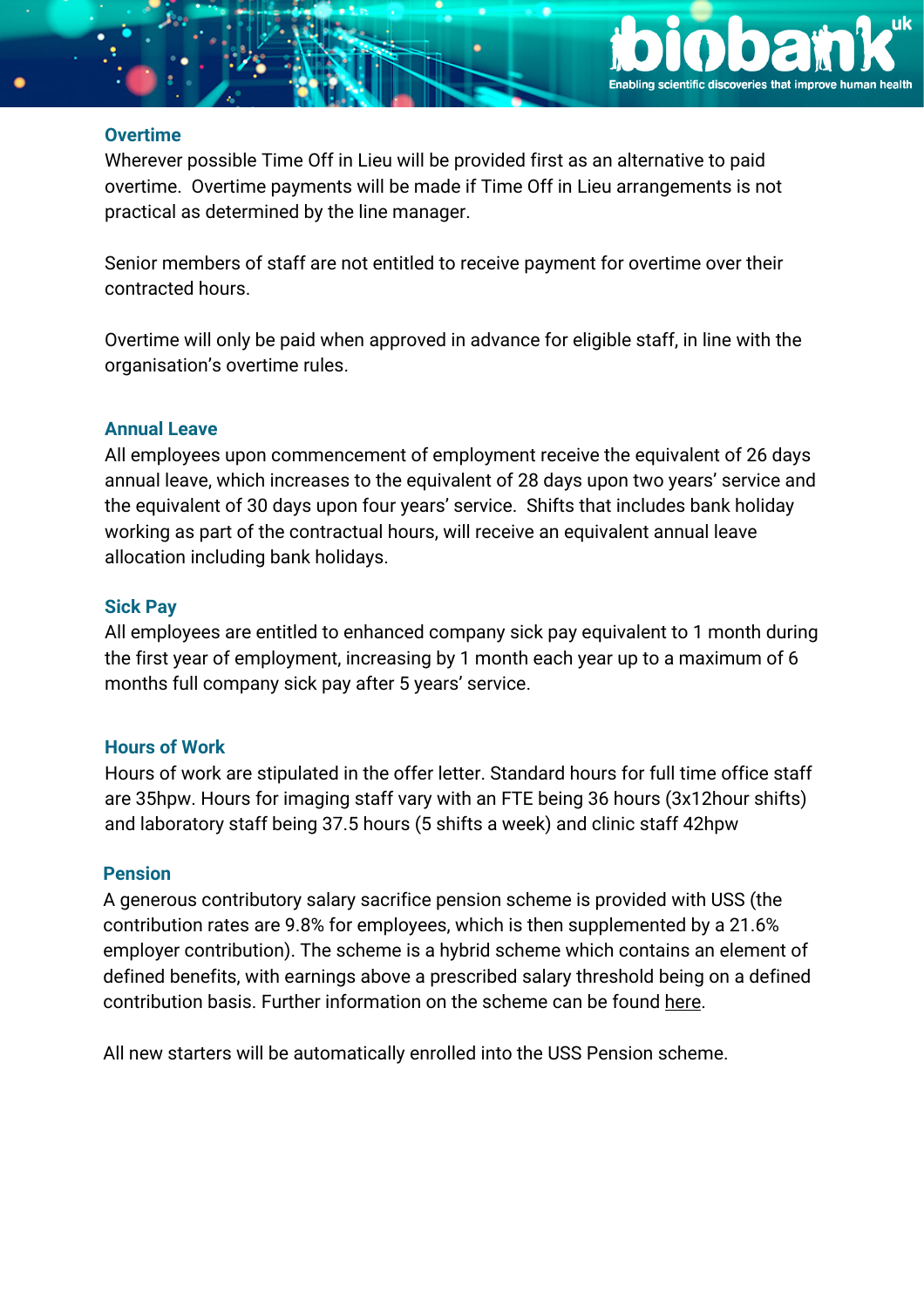## Overtime

Wherever possible Time Off in Lieu will be provided first as an alternative to paid overtime. Overtime payments will be made if Time Off in Lieu arrangements is not practical as determined by the line manager.

Senior members of staff are not entitled to receive payment for overtime over their contracted hours.

Overtime will only be paid when approved in advance for eligible staff, in line with the organisation's overtime rules.

## Annual Leave

All employees upon commencement of employment receive the equivalent of 26 days annual leave, which increases to the equivalent of 28 days upon two years' service and the equivalent of 30 days upon four years' service. Shifts that includes bank holiday working as part of the contractual hours, will receive an equivalent annual leave allocation including bank holidays.

## Sick Pay

All employees are entitled to enhanced company sick pay equivalent to 1 month during the first year of employment, increasing by 1 month each year up to a maximum of 6 months full company sick pay after 5 years' service.

## Hours of Work

Hours of work are stipulated in the offer letter. Standard hours for full time office staff are 35hpw. Hours for imaging staff vary with an FTE being 36 hours (3x12hour shifts) and laboratory staff being 37.5 hours (5 shifts a week) and clinic staff 42hpw

## Pension

A generous contributory salary sacrifice pension scheme is provided with USS (the contribution rates are 9.8% for employees, which is then supplemented by a 21.6% employer contribution). The scheme is a hybrid scheme which contains an element of defined benefits, with earnings above a prescribed salary threshold being on a defined contribution basis. Further information on the scheme can be found here.

All new starters will be automatically enrolled into the USS Pension scheme.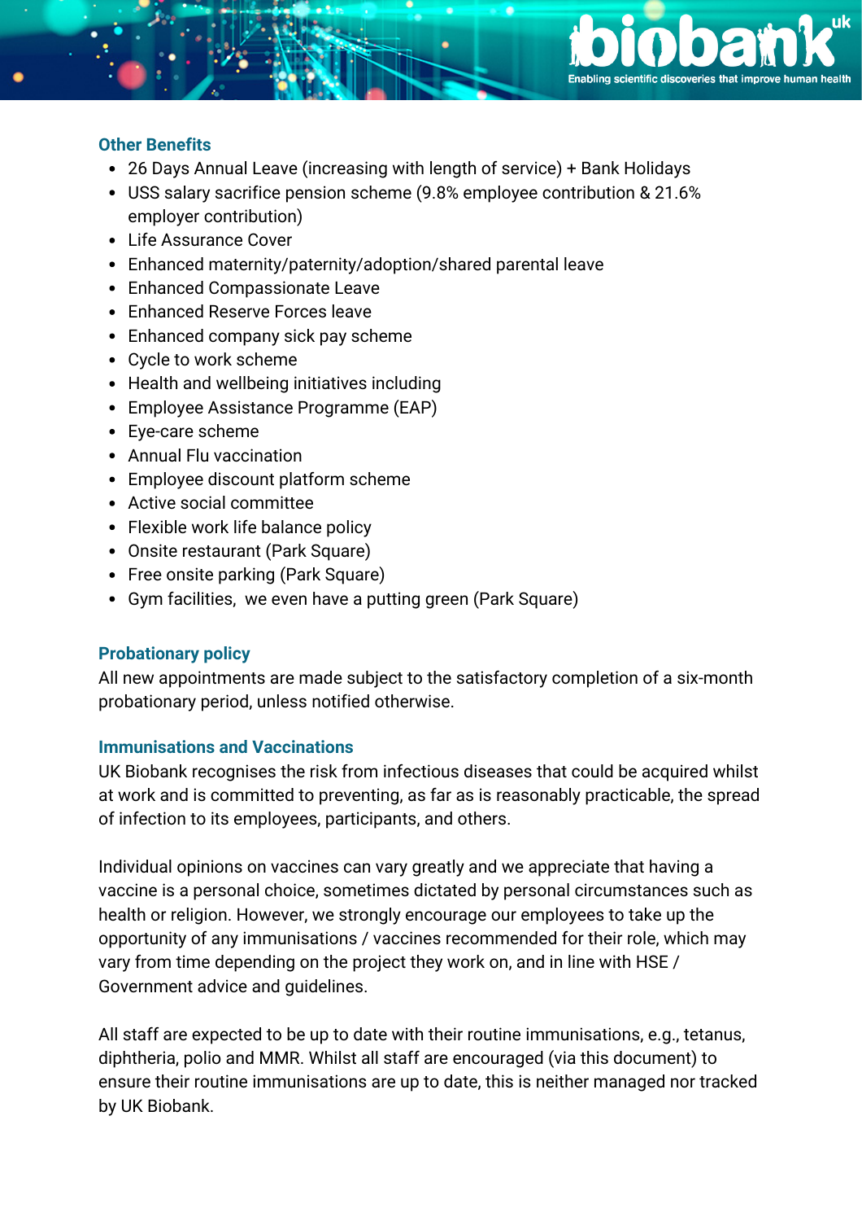## Other Benefits

- 26 Days Annual Leave (increasing with length of service) + Bank Holidays
- USS salary sacrifice pension scheme (9.8% employee contribution & 21.6% employer contribution)
- Life Assurance Cover
- Enhanced maternity/paternity/adoption/shared parental leave
- Enhanced Compassionate Leave
- Enhanced Reserve Forces leave
- Enhanced company sick pay scheme
- Cycle to work scheme
- Health and wellbeing initiatives including
- Employee Assistance Programme (EAP)
- Eye-care scheme
- Annual Flu vaccination
- Employee discount platform scheme
- Active social committee
- Flexible work life balance policy
- Onsite restaurant (Park Square)
- Free onsite parking (Park Square)
- Gym facilities, we even have a putting green (Park Square)

## Probationary policy

All new appointments are made subject to the satisfactory completion of a six-month probationary period, unless notified otherwise.

## Immunisations and Vaccinations

UK Biobank recognises the risk from infectious diseases that could be acquired whilst at work and is committed to preventing, as far as is reasonably practicable, the spread of infection to its employees, participants, and others.

Individual opinions on vaccines can vary greatly and we appreciate that having a vaccine is a personal choice, sometimes dictated by personal circumstances such as health or religion. However, we strongly encourage our employees to take up the opportunity of any immunisations / vaccines recommended for their role, which may vary from time depending on the project they work on, and in line with HSE / Government advice and guidelines.

All staff are expected to be up to date with their routine immunisations, e.g., tetanus, diphtheria, polio and MMR. Whilst all staff are encouraged (via this document) to ensure their routine immunisations are up to date, this is neither managed nor tracked by UK Biobank.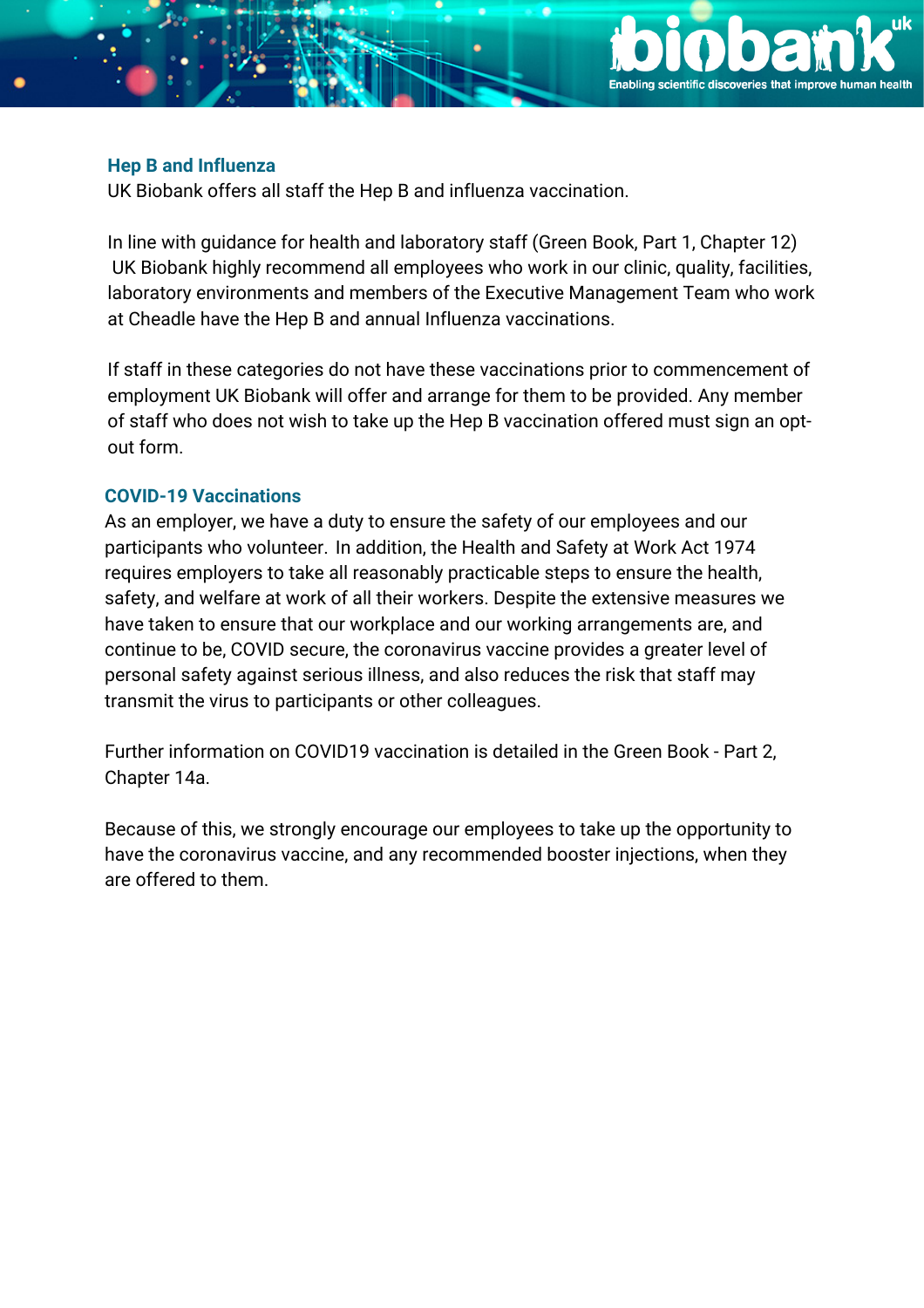### Hep B and Influenza

UK Biobank offers all staff the Hep B and influenza vaccination.

In line with guidance for health and laboratory staff (Green Book, Part 1, Chapter 12) UK Biobank highly recommend all employees who work in our clinic, quality, facilities, laboratory environments and members of the Executive Management Team who work at Cheadle have the Hep B and annual Influenza vaccinations.

If staff in these categories do not have these vaccinations prior to commencement of employment UK Biobank will offer and arrange for them to be provided. Any member of staff who does not wish to take up the Hep B vaccination offered must sign an opt-out form.

### COVID-19 Vaccinations

As an employer, we have a duty to ensure the safety of our employees and our participants who volunteer. In addition, the Health and Safety at Work Act 1974 requires employers to take all reasonably practicable steps to ensure the health, safety, and welfare at work of all their workers. Despite the extensive measures we have taken to ensure that our workplace and our working arrangements are, and continue to be, COVID secure, the coronavirus vaccine provides a greater level of personal safety against serious illness, and also reduces the risk that staff may transmit the virus to participants or other colleagues.

Further information on COVID19 vaccination is detailed in the Green Book - Part 2, Chapter 14a.

Because of this, we strongly encourage our employees to take up the opportunity to have the coronavirus vaccine, and any recommended booster injections, when they are offered to them.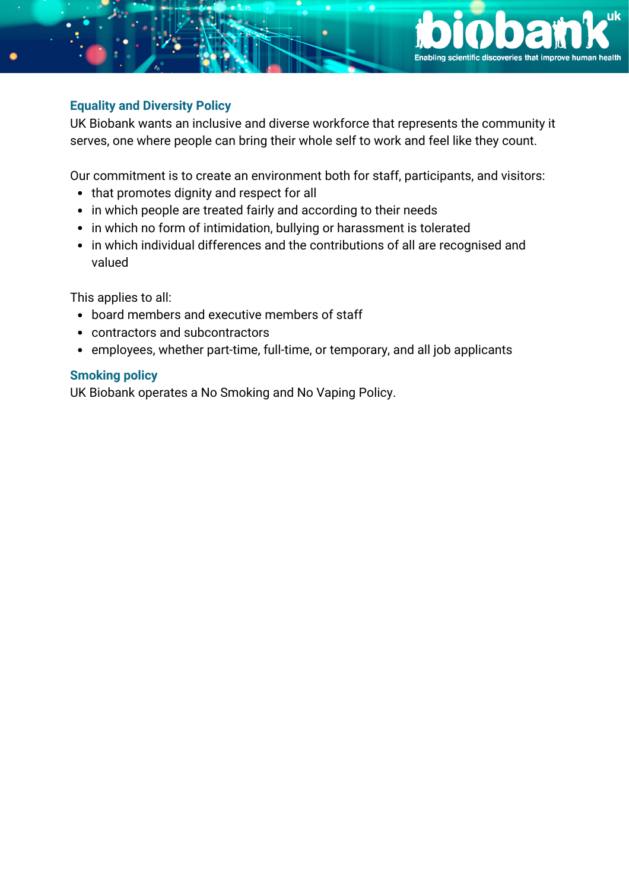## Equality and Diversity Policy

UK Biobank wants an inclusive and diverse workforce that represents the community it serves, one where people can bring their whole self to work and feel like they count.

Our commitment is to create an environment both for staff, participants, and visitors:

- that promotes dignity and respect for all
- in which people are treated fairly and according to their needs
- in which no form of intimidation, bullying or harassment is tolerated
- in which individual differences and the contributions of all are recognised and valued

This applies to all:

- board members and executive members of staff
- contractors and subcontractors
- employees, whether part-time, full-time, or temporary, and all job applicants

## Smoking policy

UK Biobank operates a No Smoking and No Vaping Policy.